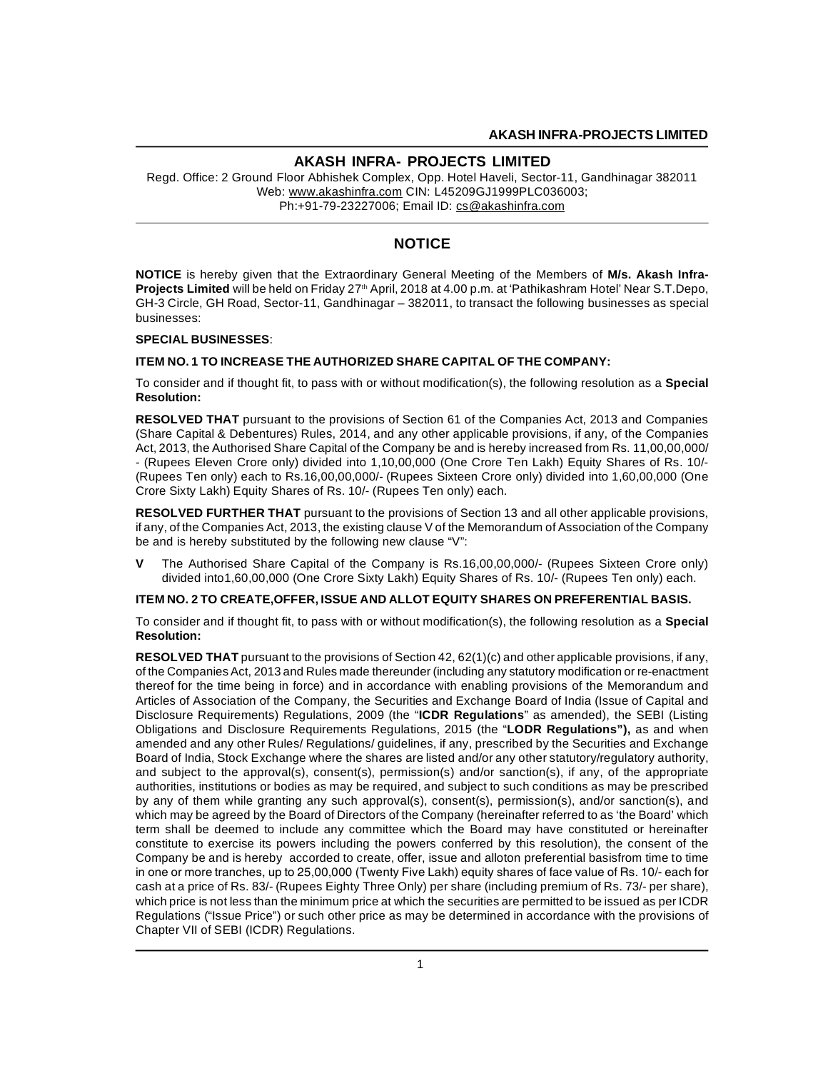# AKASH INFRA- PROJECTS LIMITED

Regd. Office: 2 Ground Floor Abhishek Complex, Opp. Hotel Haveli, Sector-11, Gandhinagar 382011
Web: www.akashinfra.com CIN: L45209GJ1999PLC036003;
Ph:+91-79-23227006; Email ID: cs@akashinfra.com

## NOTICE

**NOTICE** is hereby given that the Extraordinary General Meeting of the Members of **M/s. Akash Infra-Projects Limited** will be held on Friday 27th April, 2018 at 4.00 p.m. at 'Pathikashram Hotel' Near S.T.Depo, GH-3 Circle, GH Road, Sector-11, Gandhinagar – 382011, to transact the following businesses as special businesses:

**SPECIAL BUSINESSES**:

**ITEM NO. 1 TO INCREASE THE AUTHORIZED SHARE CAPITAL OF THE COMPANY:**

To consider and if thought fit, to pass with or without modification(s), the following resolution as a **Special Resolution:**

**RESOLVED THAT** pursuant to the provisions of Section 61 of the Companies Act, 2013 and Companies (Share Capital & Debentures) Rules, 2014, and any other applicable provisions, if any, of the Companies Act, 2013, the Authorised Share Capital of the Company be and is hereby increased from Rs. 11,00,00,000/- (Rupees Eleven Crore only) divided into 1,10,00,000 (One Crore Ten Lakh) Equity Shares of Rs. 10/- (Rupees Ten only) each to Rs.16,00,00,000/- (Rupees Sixteen Crore only) divided into 1,60,00,000 (One Crore Sixty Lakh) Equity Shares of Rs. 10/- (Rupees Ten only) each.

**RESOLVED FURTHER THAT** pursuant to the provisions of Section 13 and all other applicable provisions, if any, of the Companies Act, 2013, the existing clause V of the Memorandum of Association of the Company be and is hereby substituted by the following new clause "V":

**V** The Authorised Share Capital of the Company is Rs.16,00,00,000/- (Rupees Sixteen Crore only) divided into1,60,00,000 (One Crore Sixty Lakh) Equity Shares of Rs. 10/- (Rupees Ten only) each.

**ITEM NO. 2 TO CREATE,OFFER, ISSUE AND ALLOT EQUITY SHARES ON PREFERENTIAL BASIS.**

To consider and if thought fit, to pass with or without modification(s), the following resolution as a **Special Resolution:**

**RESOLVED THAT** pursuant to the provisions of Section 42, 62(1)(c) and other applicable provisions, if any, of the Companies Act, 2013 and Rules made thereunder (including any statutory modification or re-enactment thereof for the time being in force) and in accordance with enabling provisions of the Memorandum and Articles of Association of the Company, the Securities and Exchange Board of India (Issue of Capital and Disclosure Requirements) Regulations, 2009 (the "**ICDR Regulations**" as amended), the SEBI (Listing Obligations and Disclosure Requirements Regulations, 2015 (the "**LODR Regulations"),** as and when amended and any other Rules/ Regulations/ guidelines, if any, prescribed by the Securities and Exchange Board of India, Stock Exchange where the shares are listed and/or any other statutory/regulatory authority, and subject to the approval(s), consent(s), permission(s) and/or sanction(s), if any, of the appropriate authorities, institutions or bodies as may be required, and subject to such conditions as may be prescribed by any of them while granting any such approval(s), consent(s), permission(s), and/or sanction(s), and which may be agreed by the Board of Directors of the Company (hereinafter referred to as 'the Board' which term shall be deemed to include any committee which the Board may have constituted or hereinafter constitute to exercise its powers including the powers conferred by this resolution), the consent of the Company be and is hereby accorded to create, offer, issue and alloton preferential basisfrom time to time in one or more tranches, up to 25,00,000 (Twenty Five Lakh) equity shares of face value of Rs. 10/- each for cash at a price of Rs. 83/- (Rupees Eighty Three Only) per share (including premium of Rs. 73/- per share), which price is not less than the minimum price at which the securities are permitted to be issued as per ICDR Regulations ("Issue Price") or such other price as may be determined in accordance with the provisions of Chapter VII of SEBI (ICDR) Regulations.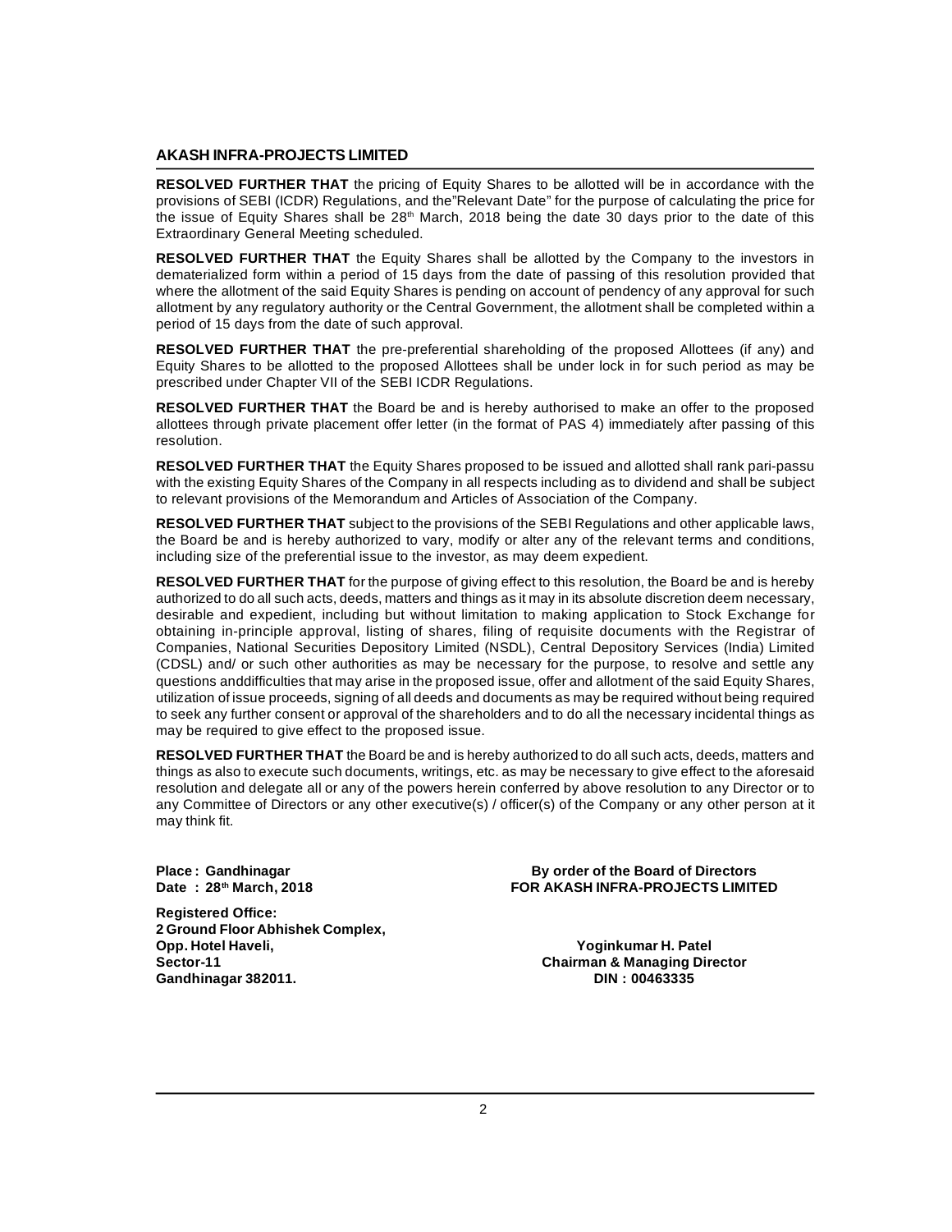**AKASH INFRA-PROJECTS LIMITED**

**RESOLVED FURTHER THAT** the pricing of Equity Shares to be allotted will be in accordance with the provisions of SEBI (ICDR) Regulations, and the"Relevant Date" for the purpose of calculating the price for the issue of Equity Shares shall be 28th March, 2018 being the date 30 days prior to the date of this Extraordinary General Meeting scheduled.

**RESOLVED FURTHER THAT** the Equity Shares shall be allotted by the Company to the investors in dematerialized form within a period of 15 days from the date of passing of this resolution provided that where the allotment of the said Equity Shares is pending on account of pendency of any approval for such allotment by any regulatory authority or the Central Government, the allotment shall be completed within a period of 15 days from the date of such approval.

**RESOLVED FURTHER THAT** the pre-preferential shareholding of the proposed Allottees (if any) and Equity Shares to be allotted to the proposed Allottees shall be under lock in for such period as may be prescribed under Chapter VII of the SEBI ICDR Regulations.

**RESOLVED FURTHER THAT** the Board be and is hereby authorised to make an offer to the proposed allottees through private placement offer letter (in the format of PAS 4) immediately after passing of this resolution.

**RESOLVED FURTHER THAT** the Equity Shares proposed to be issued and allotted shall rank pari-passu with the existing Equity Shares of the Company in all respects including as to dividend and shall be subject to relevant provisions of the Memorandum and Articles of Association of the Company.

**RESOLVED FURTHER THAT** subject to the provisions of the SEBI Regulations and other applicable laws, the Board be and is hereby authorized to vary, modify or alter any of the relevant terms and conditions, including size of the preferential issue to the investor, as may deem expedient.

**RESOLVED FURTHER THAT** for the purpose of giving effect to this resolution, the Board be and is hereby authorized to do all such acts, deeds, matters and things as it may in its absolute discretion deem necessary, desirable and expedient, including but without limitation to making application to Stock Exchange for obtaining in-principle approval, listing of shares, filing of requisite documents with the Registrar of Companies, National Securities Depository Limited (NSDL), Central Depository Services (India) Limited (CDSL) and/ or such other authorities as may be necessary for the purpose, to resolve and settle any questions anddifficulties that may arise in the proposed issue, offer and allotment of the said Equity Shares, utilization of issue proceeds, signing of all deeds and documents as may be required without being required to seek any further consent or approval of the shareholders and to do all the necessary incidental things as may be required to give effect to the proposed issue.

**RESOLVED FURTHER THAT** the Board be and is hereby authorized to do all such acts, deeds, matters and things as also to execute such documents, writings, etc. as may be necessary to give effect to the aforesaid resolution and delegate all or any of the powers herein conferred by above resolution to any Director or to any Committee of Directors or any other executive(s) / officer(s) of the Company or any other person at it may think fit.

**Place : Gandhinagar**
**Date : 28th March, 2018**

**By order of the Board of Directors**
**FOR AKASH INFRA-PROJECTS LIMITED**

**Registered Office:**
**2 Ground Floor Abhishek Complex,**
**Opp. Hotel Haveli,**
**Sector-11**
**Gandhinagar 382011.**

**Yoginkumar H. Patel**
**Chairman & Managing Director**
**DIN : 00463335**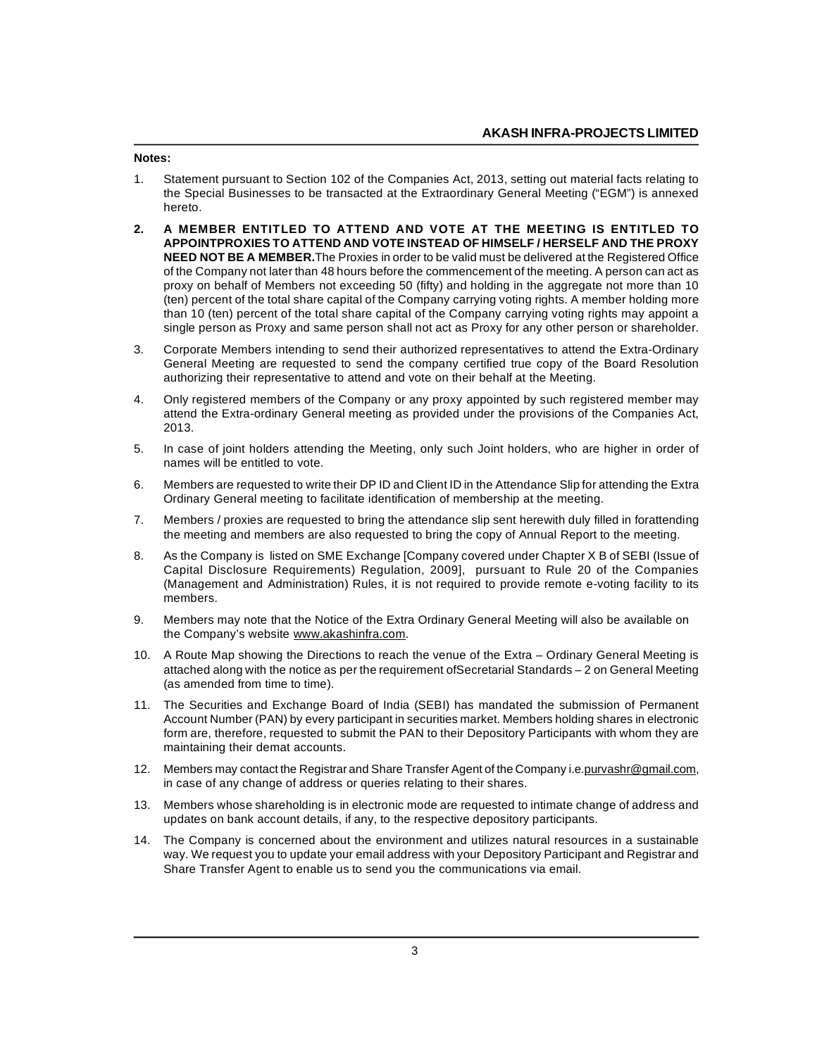**Notes:**

1. Statement pursuant to Section 102 of the Companies Act, 2013, setting out material facts relating to the Special Businesses to be transacted at the Extraordinary General Meeting ("EGM") is annexed hereto.

2. **A MEMBER ENTITLED TO ATTEND AND VOTE AT THE MEETING IS ENTITLED TO APPOINTPROXIES TO ATTEND AND VOTE INSTEAD OF HIMSELF / HERSELF AND THE PROXY NEED NOT BE A MEMBER.** The Proxies in order to be valid must be delivered at the Registered Office of the Company not later than 48 hours before the commencement of the meeting. A person can act as proxy on behalf of Members not exceeding 50 (fifty) and holding in the aggregate not more than 10 (ten) percent of the total share capital of the Company carrying voting rights. A member holding more than 10 (ten) percent of the total share capital of the Company carrying voting rights may appoint a single person as Proxy and same person shall not act as Proxy for any other person or shareholder.

3. Corporate Members intending to send their authorized representatives to attend the Extra-Ordinary General Meeting are requested to send the company certified true copy of the Board Resolution authorizing their representative to attend and vote on their behalf at the Meeting.

4. Only registered members of the Company or any proxy appointed by such registered member may attend the Extra-ordinary General meeting as provided under the provisions of the Companies Act, 2013.

5. In case of joint holders attending the Meeting, only such Joint holders, who are higher in order of names will be entitled to vote.

6. Members are requested to write their DP ID and Client ID in the Attendance Slip for attending the Extra Ordinary General meeting to facilitate identification of membership at the meeting.

7. Members / proxies are requested to bring the attendance slip sent herewith duly filled in forattending the meeting and members are also requested to bring the copy of Annual Report to the meeting.

8. As the Company is listed on SME Exchange [Company covered under Chapter X B of SEBI (Issue of Capital Disclosure Requirements) Regulation, 2009], pursuant to Rule 20 of the Companies (Management and Administration) Rules, it is not required to provide remote e-voting facility to its members.

9. Members may note that the Notice of the Extra Ordinary General Meeting will also be available on the Company's website www.akashinfra.com.

10. A Route Map showing the Directions to reach the venue of the Extra – Ordinary General Meeting is attached along with the notice as per the requirement ofSecretarial Standards – 2 on General Meeting (as amended from time to time).

11. The Securities and Exchange Board of India (SEBI) has mandated the submission of Permanent Account Number (PAN) by every participant in securities market. Members holding shares in electronic form are, therefore, requested to submit the PAN to their Depository Participants with whom they are maintaining their demat accounts.

12. Members may contact the Registrar and Share Transfer Agent of the Company i.e.purvashr@gmail.com, in case of any change of address or queries relating to their shares.

13. Members whose shareholding is in electronic mode are requested to intimate change of address and updates on bank account details, if any, to the respective depository participants.

14. The Company is concerned about the environment and utilizes natural resources in a sustainable way. We request you to update your email address with your Depository Participant and Registrar and Share Transfer Agent to enable us to send you the communications via email.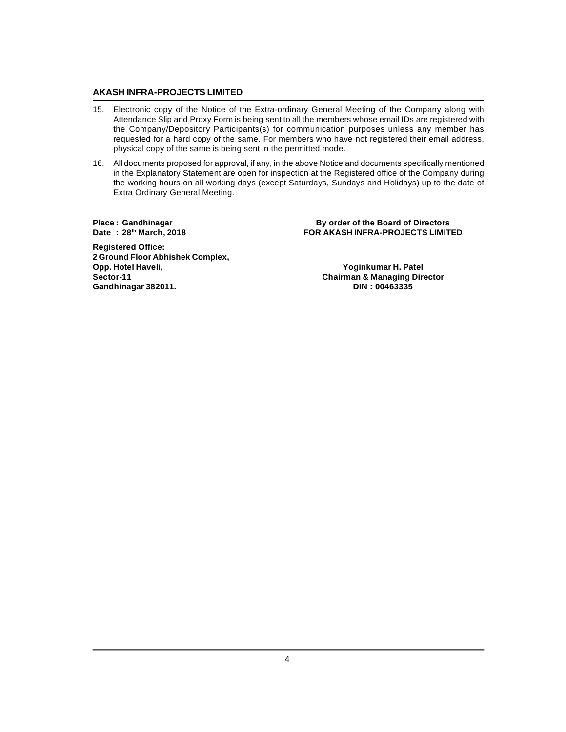15. Electronic copy of the Notice of the Extra-ordinary General Meeting of the Company along with Attendance Slip and Proxy Form is being sent to all the members whose email IDs are registered with the Company/Depository Participants(s) for communication purposes unless any member has requested for a hard copy of the same. For members who have not registered their email address, physical copy of the same is being sent in the permitted mode.

16. All documents proposed for approval, if any, in the above Notice and documents specifically mentioned in the Explanatory Statement are open for inspection at the Registered office of the Company during the working hours on all working days (except Saturdays, Sundays and Holidays) up to the date of Extra Ordinary General Meeting.

**Place : Gandhinagar**
**Date : 28th March, 2018**

**By order of the Board of Directors**
**FOR AKASH INFRA-PROJECTS LIMITED**

**Registered Office:**
**2 Ground Floor Abhishek Complex,**
**Opp. Hotel Haveli,**
**Sector-11**
**Gandhinagar 382011.**

**Yoginkumar H. Patel**
**Chairman & Managing Director**
**DIN : 00463335**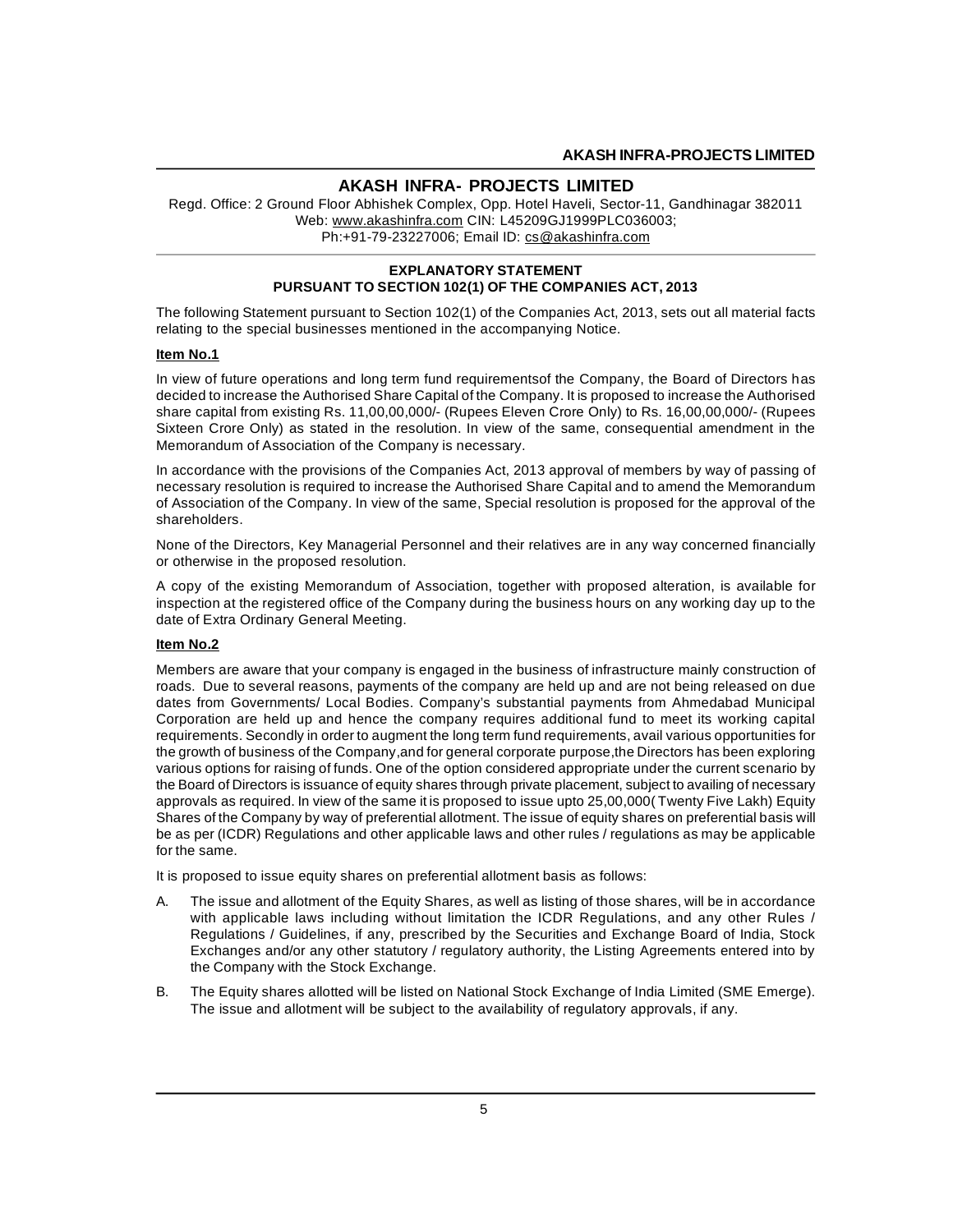# AKASH INFRA- PROJECTS LIMITED

Regd. Office: 2 Ground Floor Abhishek Complex, Opp. Hotel Haveli, Sector-11, Gandhinagar 382011
Web: www.akashinfra.com CIN: L45209GJ1999PLC036003;
Ph:+91-79-23227006; Email ID: cs@akashinfra.com

## EXPLANATORY STATEMENT
## PURSUANT TO SECTION 102(1) OF THE COMPANIES ACT, 2013

The following Statement pursuant to Section 102(1) of the Companies Act, 2013, sets out all material facts relating to the special businesses mentioned in the accompanying Notice.

**Item No.1**

In view of future operations and long term fund requirementsof the Company, the Board of Directors has decided to increase the Authorised Share Capital of the Company. It is proposed to increase the Authorised share capital from existing Rs. 11,00,00,000/- (Rupees Eleven Crore Only) to Rs. 16,00,00,000/- (Rupees Sixteen Crore Only) as stated in the resolution. In view of the same, consequential amendment in the Memorandum of Association of the Company is necessary.

In accordance with the provisions of the Companies Act, 2013 approval of members by way of passing of necessary resolution is required to increase the Authorised Share Capital and to amend the Memorandum of Association of the Company. In view of the same, Special resolution is proposed for the approval of the shareholders.

None of the Directors, Key Managerial Personnel and their relatives are in any way concerned financially or otherwise in the proposed resolution.

A copy of the existing Memorandum of Association, together with proposed alteration, is available for inspection at the registered office of the Company during the business hours on any working day up to the date of Extra Ordinary General Meeting.

**Item No.2**

Members are aware that your company is engaged in the business of infrastructure mainly construction of roads. Due to several reasons, payments of the company are held up and are not being released on due dates from Governments/ Local Bodies. Company's substantial payments from Ahmedabad Municipal Corporation are held up and hence the company requires additional fund to meet its working capital requirements. Secondly in order to augment the long term fund requirements, avail various opportunities for the growth of business of the Company,and for general corporate purpose,the Directors has been exploring various options for raising of funds. One of the option considered appropriate under the current scenario by the Board of Directors is issuance of equity shares through private placement, subject to availing of necessary approvals as required. In view of the same it is proposed to issue upto 25,00,000( Twenty Five Lakh) Equity Shares of the Company by way of preferential allotment. The issue of equity shares on preferential basis will be as per (ICDR) Regulations and other applicable laws and other rules / regulations as may be applicable for the same.

It is proposed to issue equity shares on preferential allotment basis as follows:

A. The issue and allotment of the Equity Shares, as well as listing of those shares, will be in accordance with applicable laws including without limitation the ICDR Regulations, and any other Rules / Regulations / Guidelines, if any, prescribed by the Securities and Exchange Board of India, Stock Exchanges and/or any other statutory / regulatory authority, the Listing Agreements entered into by the Company with the Stock Exchange.

B. The Equity shares allotted will be listed on National Stock Exchange of India Limited (SME Emerge). The issue and allotment will be subject to the availability of regulatory approvals, if any.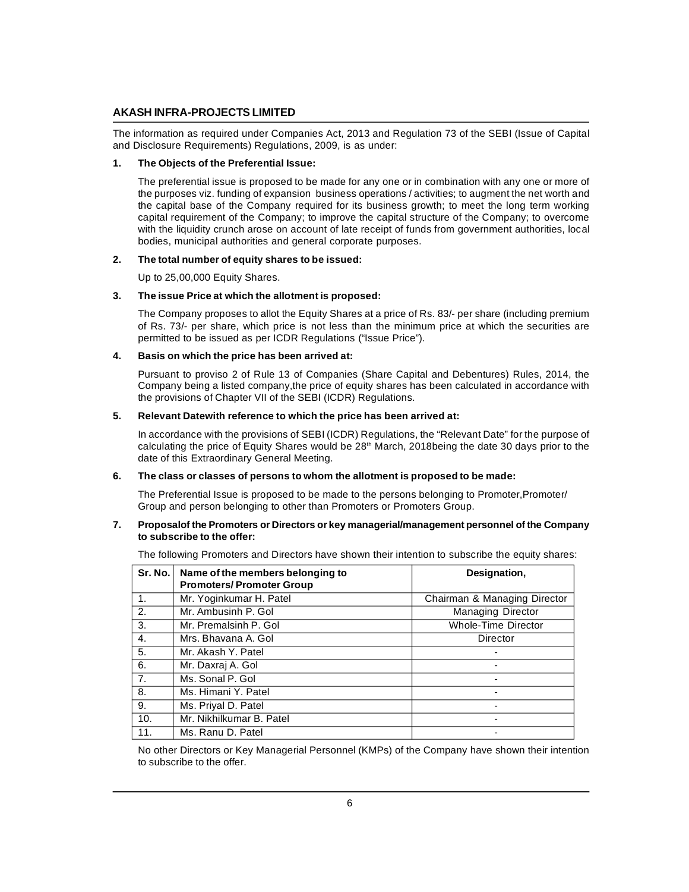## AKASH INFRA-PROJECTS LIMITED

The information as required under Companies Act, 2013 and Regulation 73 of the SEBI (Issue of Capital and Disclosure Requirements) Regulations, 2009, is as under:

**1. The Objects of the Preferential Issue:**

The preferential issue is proposed to be made for any one or in combination with any one or more of the purposes viz. funding of expansion business operations / activities; to augment the net worth and the capital base of the Company required for its business growth; to meet the long term working capital requirement of the Company; to improve the capital structure of the Company; to overcome with the liquidity crunch arose on account of late receipt of funds from government authorities, local bodies, municipal authorities and general corporate purposes.

**2. The total number of equity shares to be issued:**

Up to 25,00,000 Equity Shares.

**3. The issue Price at which the allotment is proposed:**

The Company proposes to allot the Equity Shares at a price of Rs. 83/- per share (including premium of Rs. 73/- per share, which price is not less than the minimum price at which the securities are permitted to be issued as per ICDR Regulations ("Issue Price").

**4. Basis on which the price has been arrived at:**

Pursuant to proviso 2 of Rule 13 of Companies (Share Capital and Debentures) Rules, 2014, the Company being a listed company,the price of equity shares has been calculated in accordance with the provisions of Chapter VII of the SEBI (ICDR) Regulations.

**5. Relevant Datewith reference to which the price has been arrived at:**

In accordance with the provisions of SEBI (ICDR) Regulations, the "Relevant Date" for the purpose of calculating the price of Equity Shares would be 28th March, 2018being the date 30 days prior to the date of this Extraordinary General Meeting.

**6. The class or classes of persons to whom the allotment is proposed to be made:**

The Preferential Issue is proposed to be made to the persons belonging to Promoter,Promoter/ Group and person belonging to other than Promoters or Promoters Group.

**7. Proposalof the Promoters or Directors or key managerial/management personnel of the Company to subscribe to the offer:**

The following Promoters and Directors have shown their intention to subscribe the equity shares:

| Sr. No. | Name of the members belonging to Promoters/ Promoter Group | Designation, |
|---|---|---|
| 1. | Mr. Yoginkumar H. Patel | Chairman & Managing Director |
| 2. | Mr. Ambusinh P. Gol | Managing Director |
| 3. | Mr. Premalsinh P. Gol | Whole-Time Director |
| 4. | Mrs. Bhavana A. Gol | Director |
| 5. | Mr. Akash Y. Patel | - |
| 6. | Mr. Daxraj A. Gol | - |
| 7. | Ms. Sonal P. Gol | - |
| 8. | Ms. Himani Y. Patel | - |
| 9. | Ms. Priyal D. Patel | - |
| 10. | Mr. Nikhilkumar B. Patel | - |
| 11. | Ms. Ranu D. Patel | - |

No other Directors or Key Managerial Personnel (KMPs) of the Company have shown their intention to subscribe to the offer.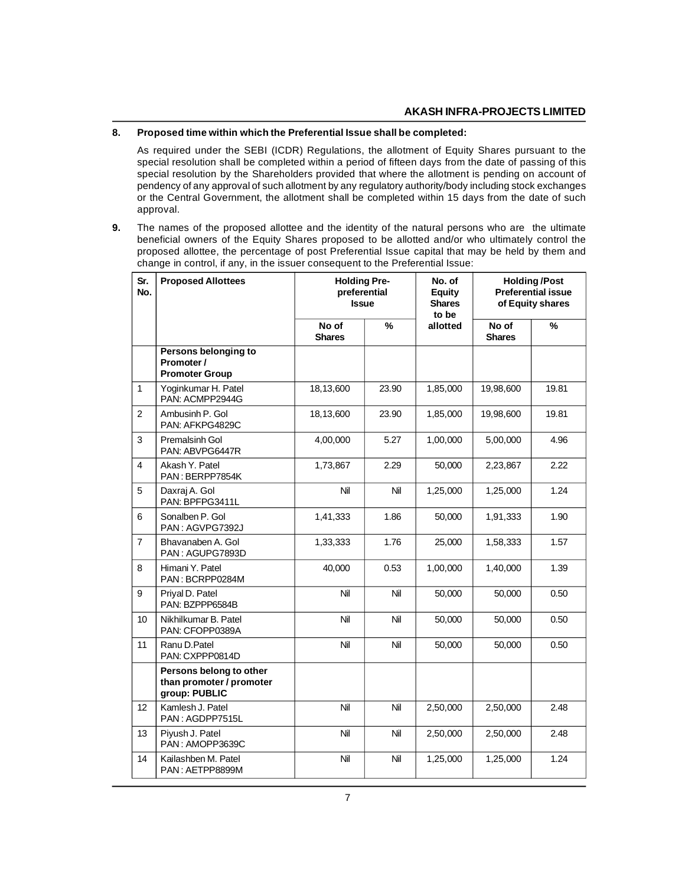**8. Proposed time within which the Preferential Issue shall be completed:**

As required under the SEBI (ICDR) Regulations, the allotment of Equity Shares pursuant to the special resolution shall be completed within a period of fifteen days from the date of passing of this special resolution by the Shareholders provided that where the allotment is pending on account of pendency of any approval of such allotment by any regulatory authority/body including stock exchanges or the Central Government, the allotment shall be completed within 15 days from the date of such approval.

**9.** The names of the proposed allottee and the identity of the natural persons who are the ultimate beneficial owners of the Equity Shares proposed to be allotted and/or who ultimately control the proposed allottee, the percentage of post Preferential Issue capital that may be held by them and change in control, if any, in the issuer consequent to the Preferential Issue:

| Sr. No. | Proposed Allottees | Holding Pre-preferential Issue | | No. of Equity Shares to be allotted | Holding /Post Preferential issue of Equity shares | |
|---|---|---|---|---|---|---|
| | | No of Shares | % | | No of Shares | % |
| | **Persons belonging to Promoter / Promoter Group** | | | | | |
| 1 | Yoginkumar H. Patel PAN: ACMPP2944G | 18,13,600 | 23.90 | 1,85,000 | 19,98,600 | 19.81 |
| 2 | Ambusinh P. Gol PAN: AFKPG4829C | 18,13,600 | 23.90 | 1,85,000 | 19,98,600 | 19.81 |
| 3 | Premalsinh Gol PAN: ABVPG6447R | 4,00,000 | 5.27 | 1,00,000 | 5,00,000 | 4.96 |
| 4 | Akash Y. Patel PAN : BERPP7854K | 1,73,867 | 2.29 | 50,000 | 2,23,867 | 2.22 |
| 5 | Daxraj A. Gol PAN: BPFPG3411L | Nil | Nil | 1,25,000 | 1,25,000 | 1.24 |
| 6 | Sonalben P. Gol PAN : AGVPG7392J | 1,41,333 | 1.86 | 50,000 | 1,91,333 | 1.90 |
| 7 | Bhavanaben A. Gol PAN : AGUPG7893D | 1,33,333 | 1.76 | 25,000 | 1,58,333 | 1.57 |
| 8 | Himani Y. Patel PAN : BCRPP0284M | 40,000 | 0.53 | 1,00,000 | 1,40,000 | 1.39 |
| 9 | Priyal D. Patel PAN: BZPPP6584B | Nil | Nil | 50,000 | 50,000 | 0.50 |
| 10 | Nikhilkumar B. Patel PAN: CFOPP0389A | Nil | Nil | 50,000 | 50,000 | 0.50 |
| 11 | Ranu D.Patel PAN: CXPPP0814D | Nil | Nil | 50,000 | 50,000 | 0.50 |
| | **Persons belong to other than promoter / promoter group: PUBLIC** | | | | | |
| 12 | Kamlesh J. Patel PAN : AGDPP7515L | Nil | Nil | 2,50,000 | 2,50,000 | 2.48 |
| 13 | Piyush J. Patel PAN : AMOPP3639C | Nil | Nil | 2,50,000 | 2,50,000 | 2.48 |
| 14 | Kailashben M. Patel PAN : AETPP8899M | Nil | Nil | 1,25,000 | 1,25,000 | 1.24 |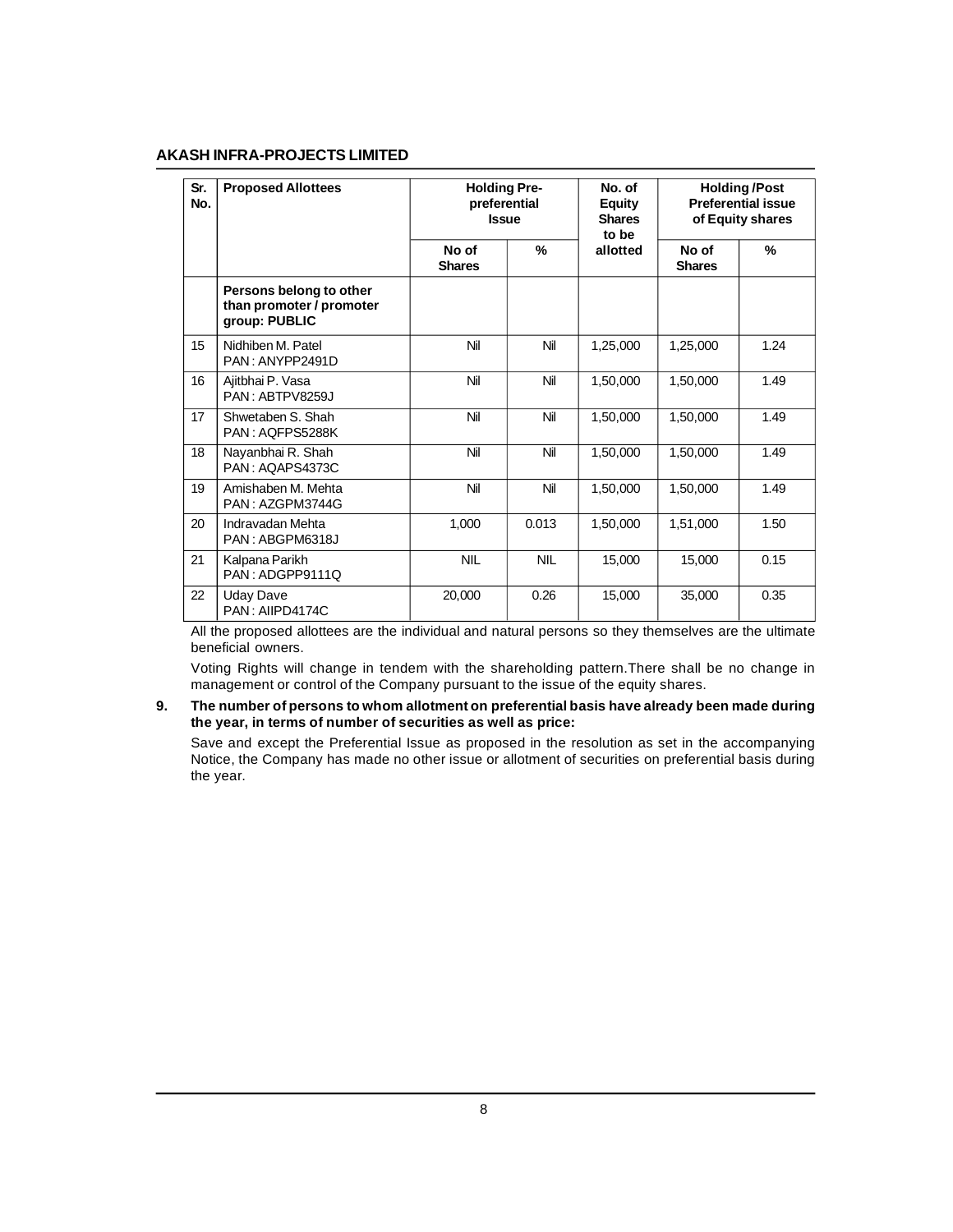| Sr. No. | Proposed Allottees | Holding Pre-preferential Issue | | No. of Equity Shares to be allotted | Holding /Post Preferential issue of Equity shares | |
|---|---|---|---|---|---|---|
| | | No of Shares | % | | No of Shares | % |
| | **Persons belong to other than promoter / promoter group: PUBLIC** | | | | | |
| 15 | Nidhiben M. Patel PAN : ANYPP2491D | Nil | Nil | 1,25,000 | 1,25,000 | 1.24 |
| 16 | Ajitbhai P. Vasa PAN : ABTPV8259J | Nil | Nil | 1,50,000 | 1,50,000 | 1.49 |
| 17 | Shwetaben S. Shah PAN : AQFPS5288K | Nil | Nil | 1,50,000 | 1,50,000 | 1.49 |
| 18 | Nayanbhai R. Shah PAN : AQAPS4373C | Nil | Nil | 1,50,000 | 1,50,000 | 1.49 |
| 19 | Amishaben M. Mehta PAN : AZGPM3744G | Nil | Nil | 1,50,000 | 1,50,000 | 1.49 |
| 20 | Indravadan Mehta PAN : ABGPM6318J | 1,000 | 0.013 | 1,50,000 | 1,51,000 | 1.50 |
| 21 | Kalpana Parikh PAN : ADGPP9111Q | NIL | NIL | 15,000 | 15,000 | 0.15 |
| 22 | Uday Dave PAN : AIIPD4174C | 20,000 | 0.26 | 15,000 | 35,000 | 0.35 |

All the proposed allottees are the individual and natural persons so they themselves are the ultimate beneficial owners.

Voting Rights will change in tendem with the shareholding pattern.There shall be no change in management or control of the Company pursuant to the issue of the equity shares.

**9. The number of persons to whom allotment on preferential basis have already been made during the year, in terms of number of securities as well as price:**

Save and except the Preferential Issue as proposed in the resolution as set in the accompanying Notice, the Company has made no other issue or allotment of securities on preferential basis during the year.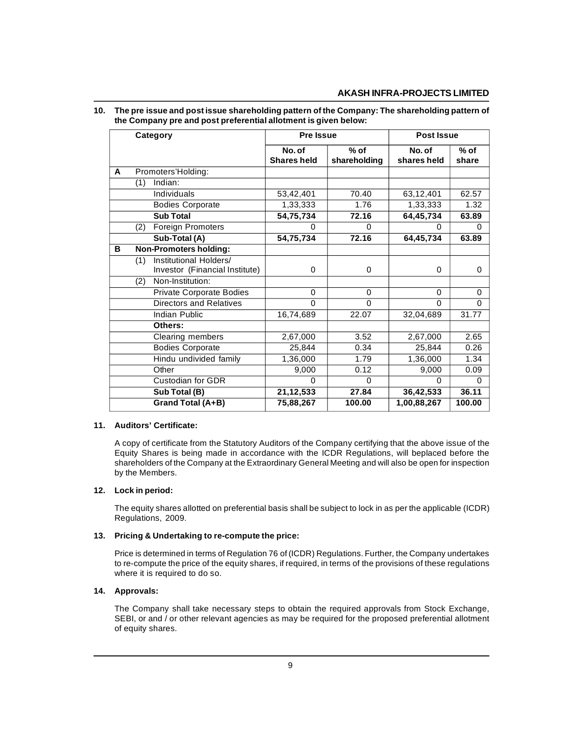**10. The pre issue and post issue shareholding pattern of the Company: The shareholding pattern of the Company pre and post preferential allotment is given below:**

| | Category | Pre Issue | | Post Issue | |
|---|---|---|---|---|---|
| | | **No. of Shares held** | **% of shareholding** | **No. of shares held** | **% of share** |
| **A** | Promoters'Holding: | | | | |
| | (1) Indian: | | | | |
| | Individuals | 53,42,401 | 70.40 | 63,12,401 | 62.57 |
| | Bodies Corporate | 1,33,333 | 1.76 | 1,33,333 | 1.32 |
| | **Sub Total** | **54,75,734** | **72.16** | **64,45,734** | **63.89** |
| | (2) Foreign Promoters | 0 | 0 | 0 | 0 |
| | **Sub-Total (A)** | **54,75,734** | **72.16** | **64,45,734** | **63.89** |
| **B** | **Non-Promoters holding:** | | | | |
| | (1) Institutional Holders/ Investor (Financial Institute) | 0 | 0 | 0 | 0 |
| | (2) Non-Institution: | | | | |
| | Private Corporate Bodies | 0 | 0 | 0 | 0 |
| | Directors and Relatives | 0 | 0 | 0 | 0 |
| | Indian Public | 16,74,689 | 22.07 | 32,04,689 | 31.77 |
| | **Others:** | | | | |
| | Clearing members | 2,67,000 | 3.52 | 2,67,000 | 2.65 |
| | Bodies Corporate | 25,844 | 0.34 | 25,844 | 0.26 |
| | Hindu undivided family | 1,36,000 | 1.79 | 1,36,000 | 1.34 |
| | Other | 9,000 | 0.12 | 9,000 | 0.09 |
| | Custodian for GDR | 0 | 0 | 0 | 0 |
| | **Sub Total (B)** | **21,12,533** | **27.84** | **36,42,533** | **36.11** |
| | **Grand Total (A+B)** | **75,88,267** | **100.00** | **1,00,88,267** | **100.00** |

**11. Auditors' Certificate:**

A copy of certificate from the Statutory Auditors of the Company certifying that the above issue of the Equity Shares is being made in accordance with the ICDR Regulations, will beplaced before the shareholders of the Company at the Extraordinary General Meeting and will also be open for inspection by the Members.

**12. Lock in period:**

The equity shares allotted on preferential basis shall be subject to lock in as per the applicable (ICDR) Regulations, 2009.

**13. Pricing & Undertaking to re-compute the price:**

Price is determined in terms of Regulation 76 of (ICDR) Regulations. Further, the Company undertakes to re-compute the price of the equity shares, if required, in terms of the provisions of these regulations where it is required to do so.

**14. Approvals:**

The Company shall take necessary steps to obtain the required approvals from Stock Exchange, SEBI, or and / or other relevant agencies as may be required for the proposed preferential allotment of equity shares.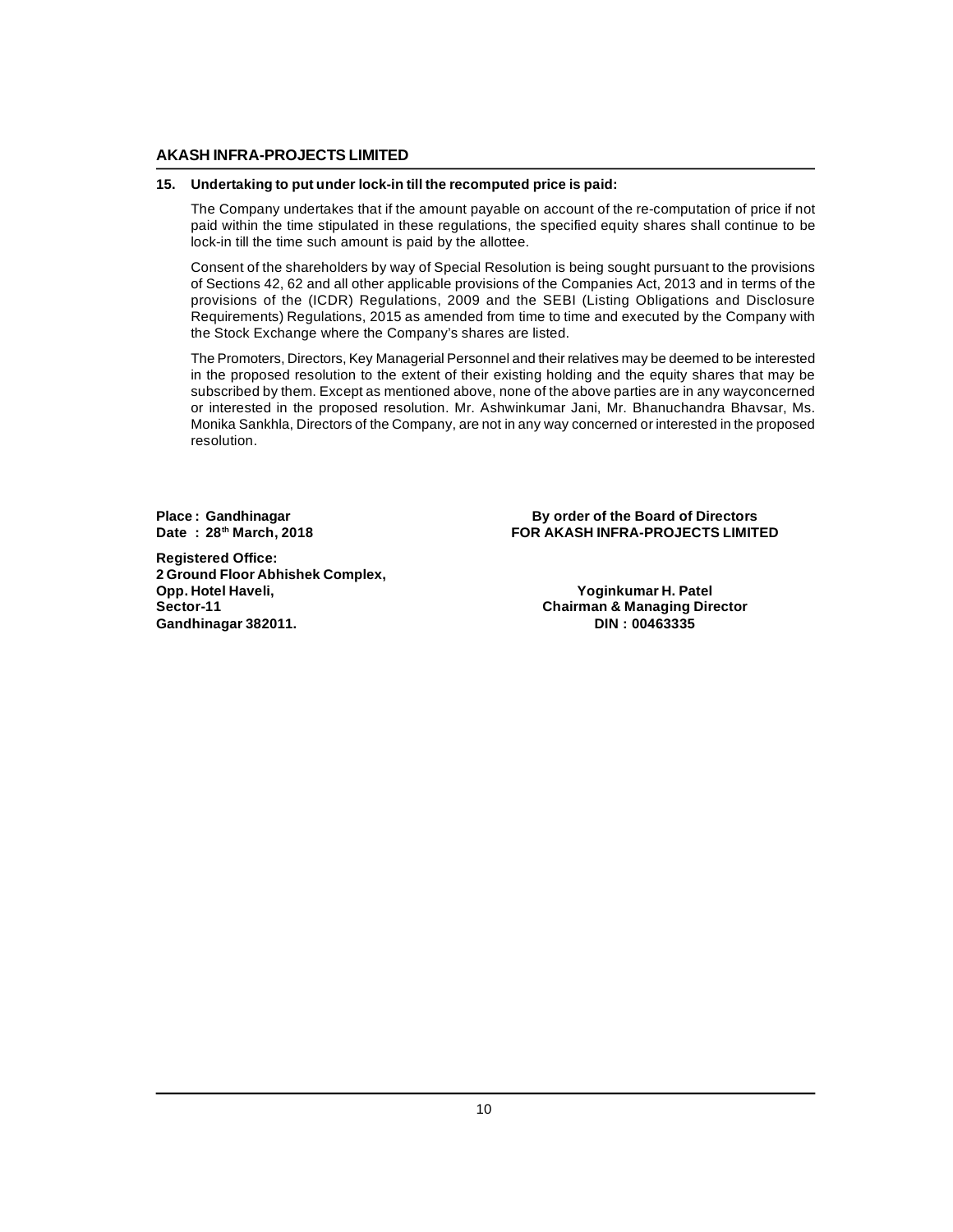**15. Undertaking to put under lock-in till the recomputed price is paid:**

The Company undertakes that if the amount payable on account of the re-computation of price if not paid within the time stipulated in these regulations, the specified equity shares shall continue to be lock-in till the time such amount is paid by the allottee.

Consent of the shareholders by way of Special Resolution is being sought pursuant to the provisions of Sections 42, 62 and all other applicable provisions of the Companies Act, 2013 and in terms of the provisions of the (ICDR) Regulations, 2009 and the SEBI (Listing Obligations and Disclosure Requirements) Regulations, 2015 as amended from time to time and executed by the Company with the Stock Exchange where the Company's shares are listed.

The Promoters, Directors, Key Managerial Personnel and their relatives may be deemed to be interested in the proposed resolution to the extent of their existing holding and the equity shares that may be subscribed by them. Except as mentioned above, none of the above parties are in any wayconcerned or interested in the proposed resolution. Mr. Ashwinkumar Jani, Mr. Bhanuchandra Bhavsar, Ms. Monika Sankhla, Directors of the Company, are not in any way concerned or interested in the proposed resolution.

**Place : Gandhinagar**
**Date : 28th March, 2018**

**By order of the Board of Directors**
**FOR AKASH INFRA-PROJECTS LIMITED**

**Registered Office:**
**2 Ground Floor Abhishek Complex,**
**Opp. Hotel Haveli,**
**Sector-11**
**Gandhinagar 382011.**

**Yoginkumar H. Patel**
**Chairman & Managing Director**
**DIN : 00463335**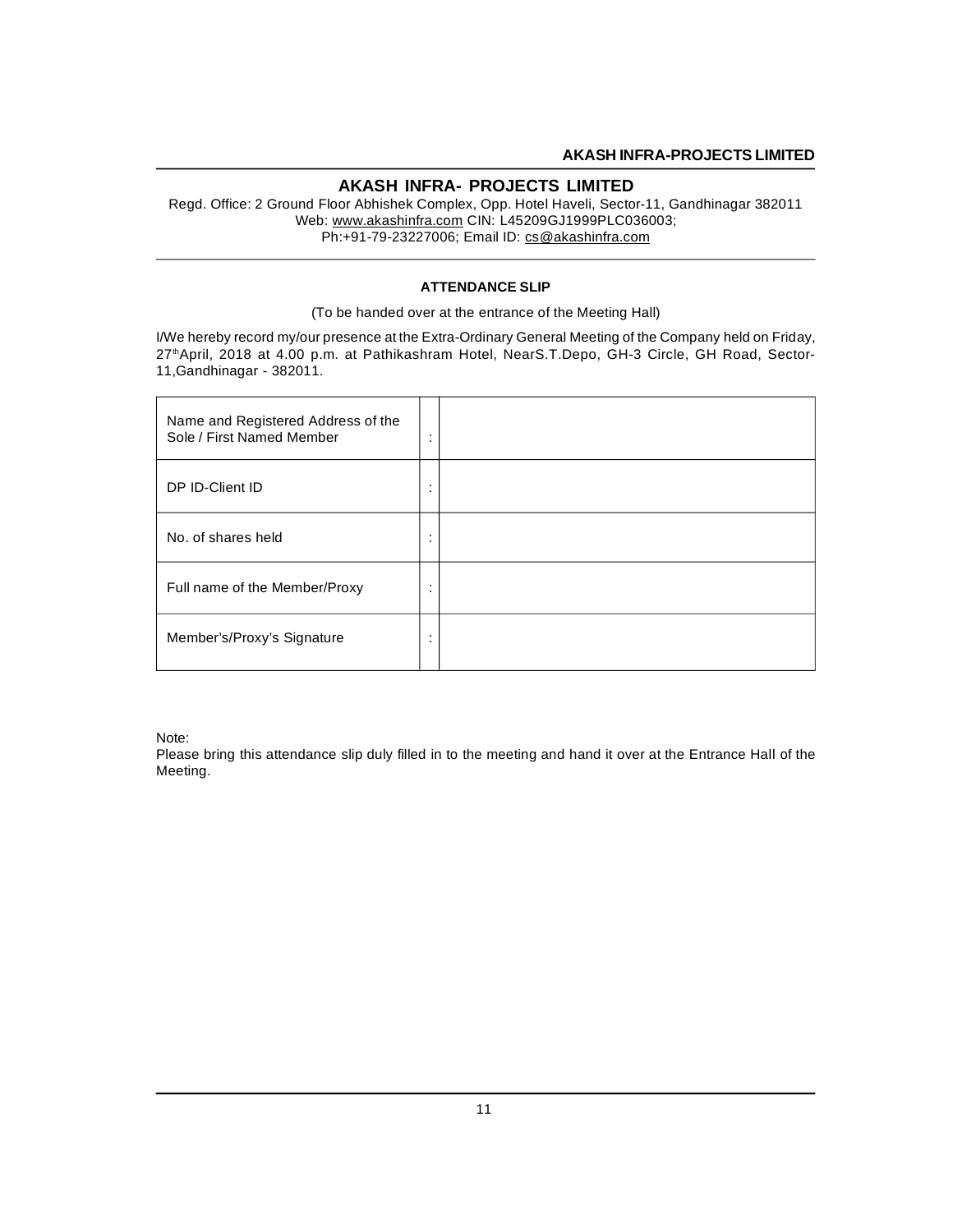# AKASH INFRA- PROJECTS LIMITED

Regd. Office: 2 Ground Floor Abhishek Complex, Opp. Hotel Haveli, Sector-11, Gandhinagar 382011
Web: www.akashinfra.com CIN: L45209GJ1999PLC036003;
Ph:+91-79-23227006; Email ID: cs@akashinfra.com

## ATTENDANCE SLIP

(To be handed over at the entrance of the Meeting Hall)

I/We hereby record my/our presence at the Extra-Ordinary General Meeting of the Company held on Friday, 27th April, 2018 at 4.00 p.m. at Pathikashram Hotel, NearS.T.Depo, GH-3 Circle, GH Road, Sector-11,Gandhinagar - 382011.

| | | |
|---|---|---|
| Name and Registered Address of the Sole / First Named Member | : | |
| DP ID-Client ID | : | |
| No. of shares held | : | |
| Full name of the Member/Proxy | : | |
| Member's/Proxy's Signature | : | |

Note:
Please bring this attendance slip duly filled in to the meeting and hand it over at the Entrance Hall of the Meeting.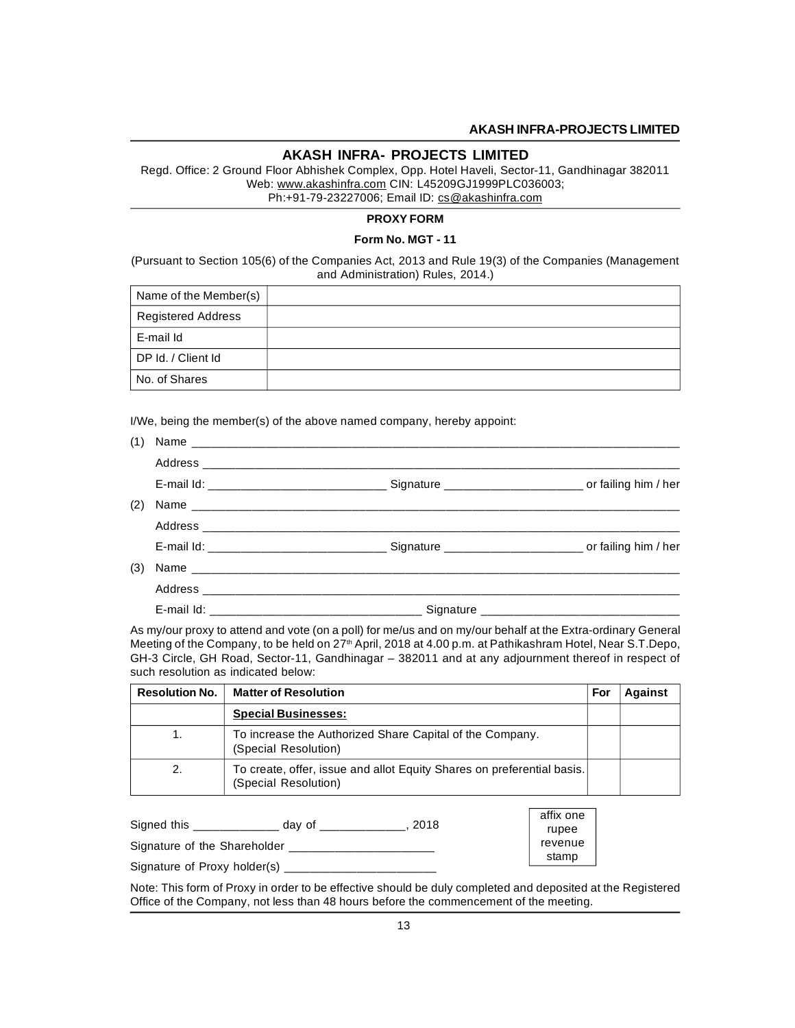# AKASH INFRA- PROJECTS LIMITED

Regd. Office: 2 Ground Floor Abhishek Complex, Opp. Hotel Haveli, Sector-11, Gandhinagar 382011
Web: www.akashinfra.com CIN: L45209GJ1999PLC036003;
Ph:+91-79-23227006; Email ID: cs@akashinfra.com

**PROXY FORM**

**Form No. MGT - 11**

(Pursuant to Section 105(6) of the Companies Act, 2013 and Rule 19(3) of the Companies (Management and Administration) Rules, 2014.)

| Name of the Member(s) | |
|---|---|
| Registered Address | |
| E-mail Id | |
| DP Id. / Client Id | |
| No. of Shares | |

I/We, being the member(s) of the above named company, hereby appoint:

(1) Name ____________________________________________

Address ____________________________________________

E-mail Id: ____________________ Signature ____________________ or failing him / her

(2) Name ____________________________________________

Address ____________________________________________

E-mail Id: ____________________ Signature ____________________ or failing him / her

(3) Name ____________________________________________

Address ____________________________________________

E-mail Id: ____________________ Signature ____________________

As my/our proxy to attend and vote (on a poll) for me/us and on my/our behalf at the Extra-ordinary General Meeting of the Company, to be held on 27th April, 2018 at 4.00 p.m. at Pathikashram Hotel, Near S.T.Depo, GH-3 Circle, GH Road, Sector-11, Gandhinagar – 382011 and at any adjournment thereof in respect of such resolution as indicated below:

| Resolution No. | Matter of Resolution | For | Against |
|---|---|---|---|
| | **Special Businesses:** | | |
| 1. | To increase the Authorized Share Capital of the Company. (Special Resolution) | | |
| 2. | To create, offer, issue and allot Equity Shares on preferential basis. (Special Resolution) | | |

Signed this ____________ day of ____________, 2018

Signature of the Shareholder ____________________

Signature of Proxy holder(s) ____________________

affix one rupee revenue stamp

Note: This form of Proxy in order to be effective should be duly completed and deposited at the Registered Office of the Company, not less than 48 hours before the commencement of the meeting.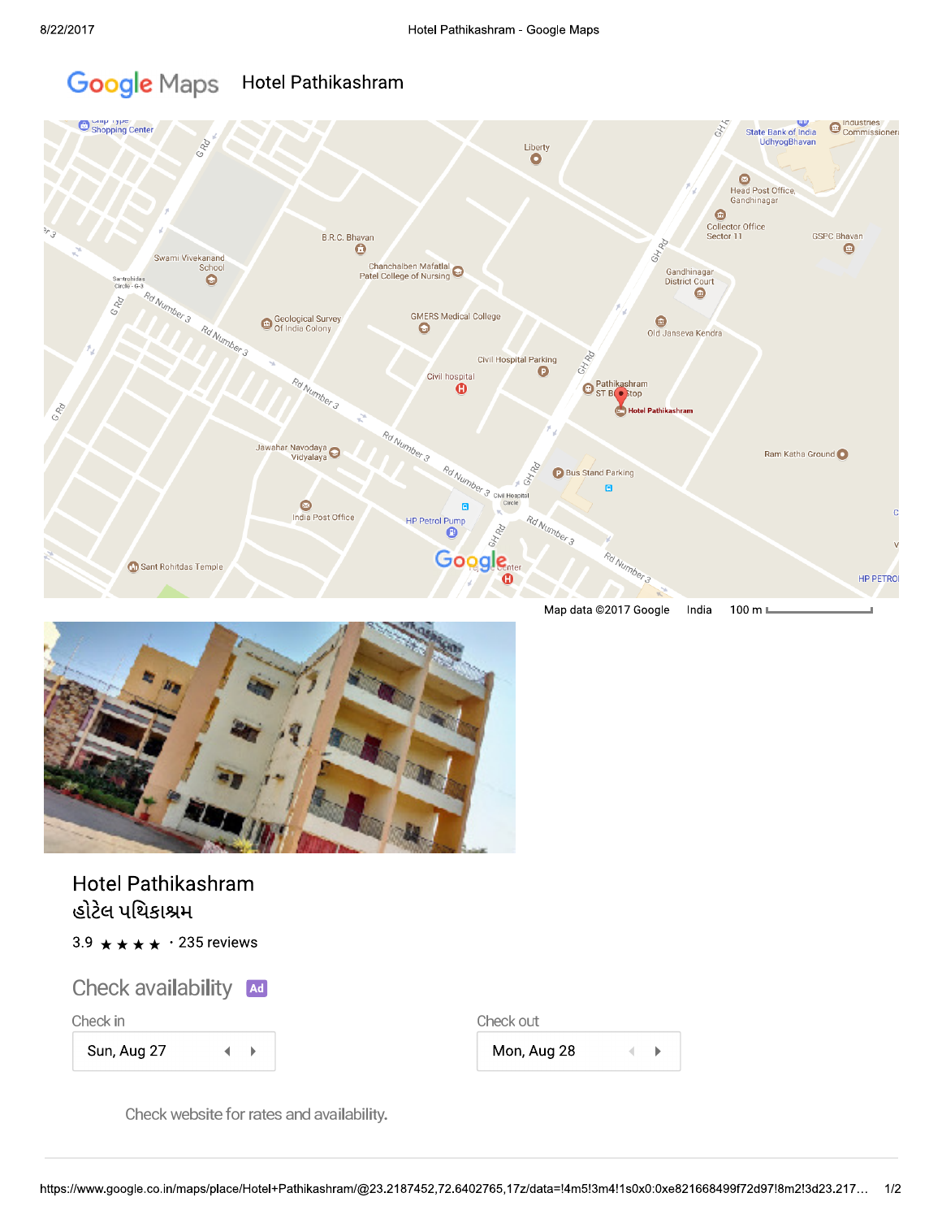# Google Maps Hotel Pathikashram

Map data ©2017 Google India 100 m

## Hotel Pathikashram

હોટેલ પથિકાશ્રમ

3.9 ★★★★ · 235 reviews

### Check availability Ad

Check in

Sun, Aug 27

Check out

Mon, Aug 28

Check website for rates and availability.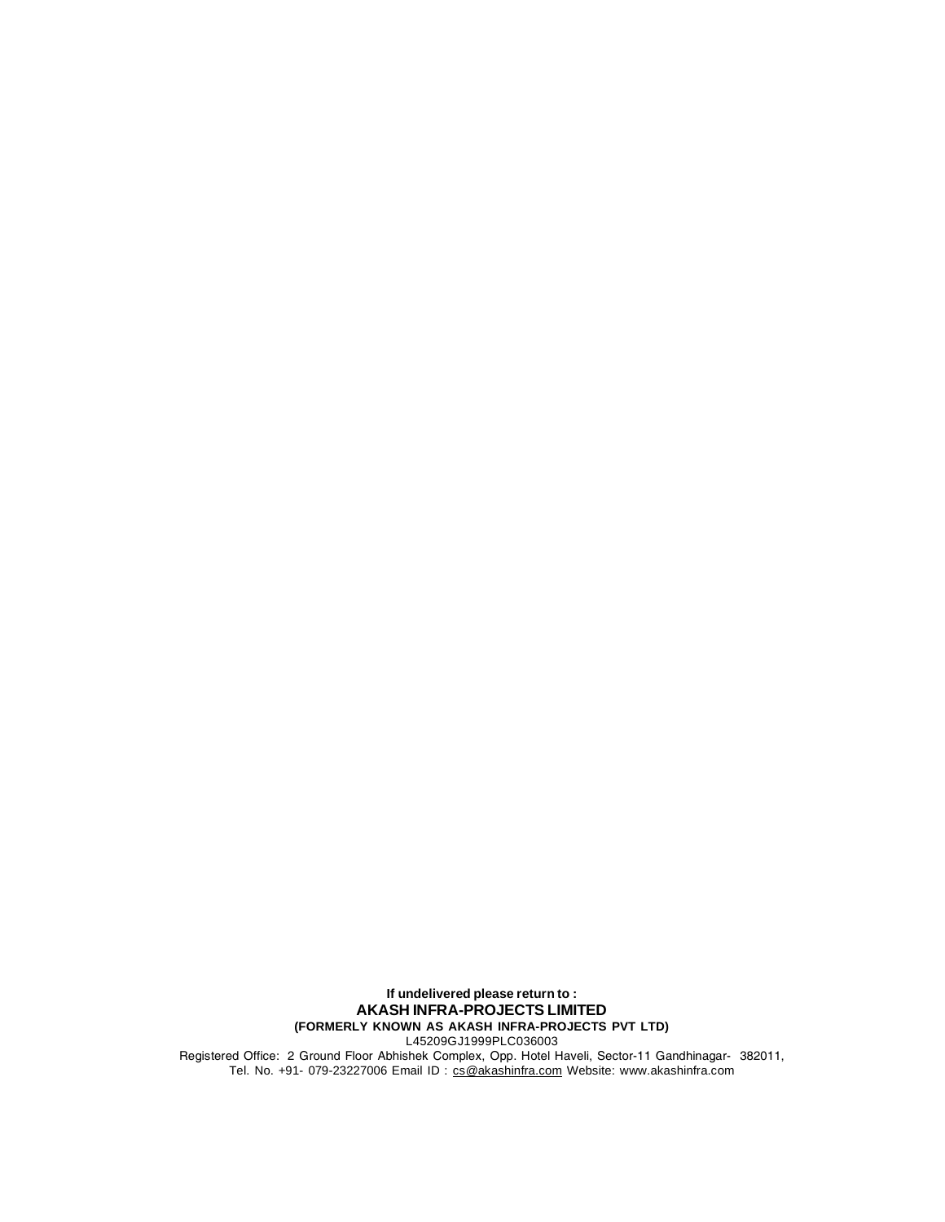**If undelivered please return to :**

**AKASH INFRA-PROJECTS LIMITED**

**(FORMERLY KNOWN AS AKASH INFRA-PROJECTS PVT LTD)**

L45209GJ1999PLC036003

Registered Office: 2 Ground Floor Abhishek Complex, Opp. Hotel Haveli, Sector-11 Gandhinagar- 382011,
Tel. No. +91- 079-23227006 Email ID : cs@akashinfra.com Website: www.akashinfra.com